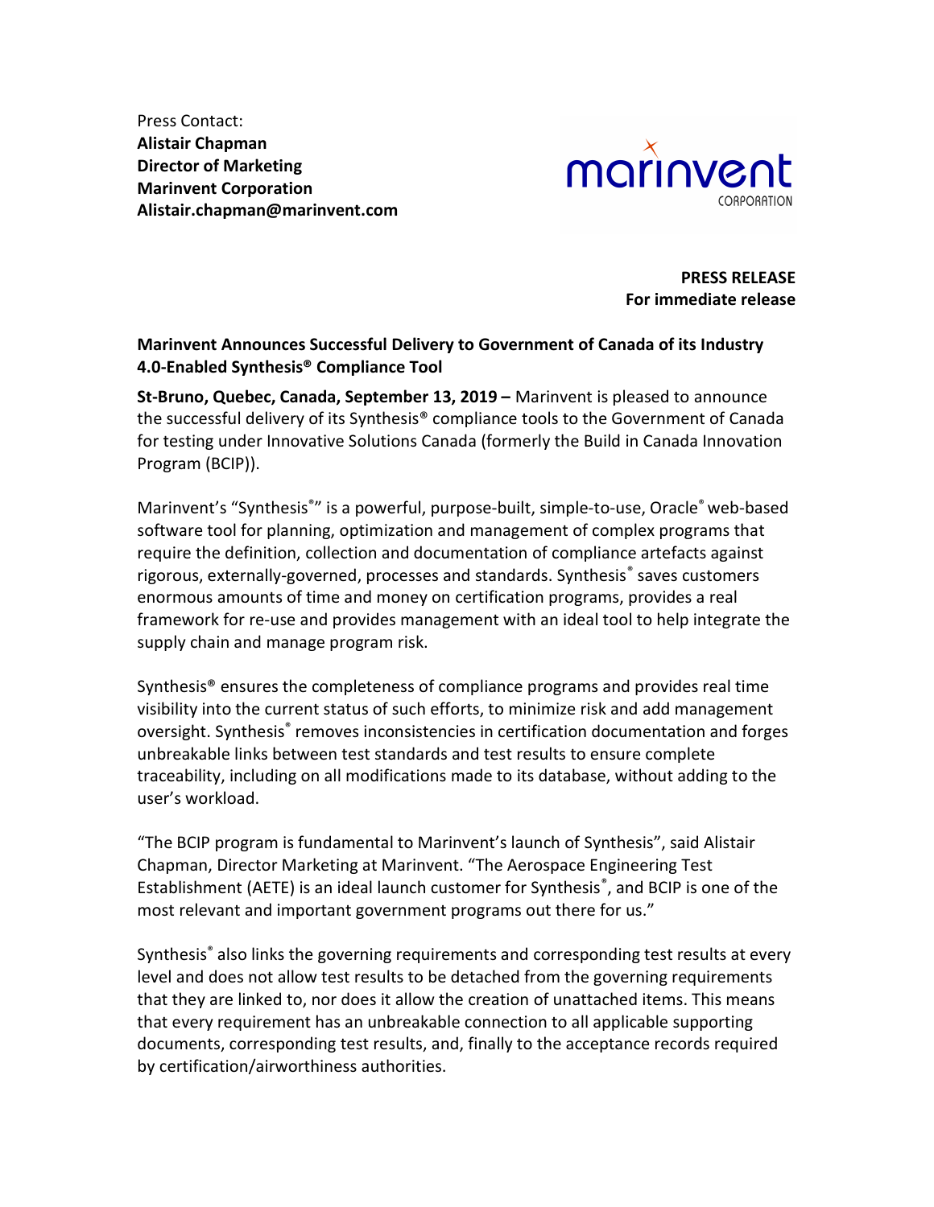Press Contact:
**Alistair Chapman**
**Director of Marketing**
**Marinvent Corporation**
**Alistair.chapman@marinvent.com**

**PRESS RELEASE**
**For immediate release**

**Marinvent Announces Successful Delivery to Government of Canada of its Industry 4.0-Enabled Synthesis® Compliance Tool**

**St-Bruno, Quebec, Canada, September 13, 2019 –** Marinvent is pleased to announce the successful delivery of its Synthesis® compliance tools to the Government of Canada for testing under Innovative Solutions Canada (formerly the Build in Canada Innovation Program (BCIP)).

Marinvent's "Synthesis®" is a powerful, purpose-built, simple-to-use, Oracle® web-based software tool for planning, optimization and management of complex programs that require the definition, collection and documentation of compliance artefacts against rigorous, externally-governed, processes and standards. Synthesis® saves customers enormous amounts of time and money on certification programs, provides a real framework for re-use and provides management with an ideal tool to help integrate the supply chain and manage program risk.

Synthesis® ensures the completeness of compliance programs and provides real time visibility into the current status of such efforts, to minimize risk and add management oversight. Synthesis® removes inconsistencies in certification documentation and forges unbreakable links between test standards and test results to ensure complete traceability, including on all modifications made to its database, without adding to the user's workload.

"The BCIP program is fundamental to Marinvent's launch of Synthesis", said Alistair Chapman, Director Marketing at Marinvent. "The Aerospace Engineering Test Establishment (AETE) is an ideal launch customer for Synthesis®, and BCIP is one of the most relevant and important government programs out there for us."

Synthesis® also links the governing requirements and corresponding test results at every level and does not allow test results to be detached from the governing requirements that they are linked to, nor does it allow the creation of unattached items. This means that every requirement has an unbreakable connection to all applicable supporting documents, corresponding test results, and, finally to the acceptance records required by certification/airworthiness authorities.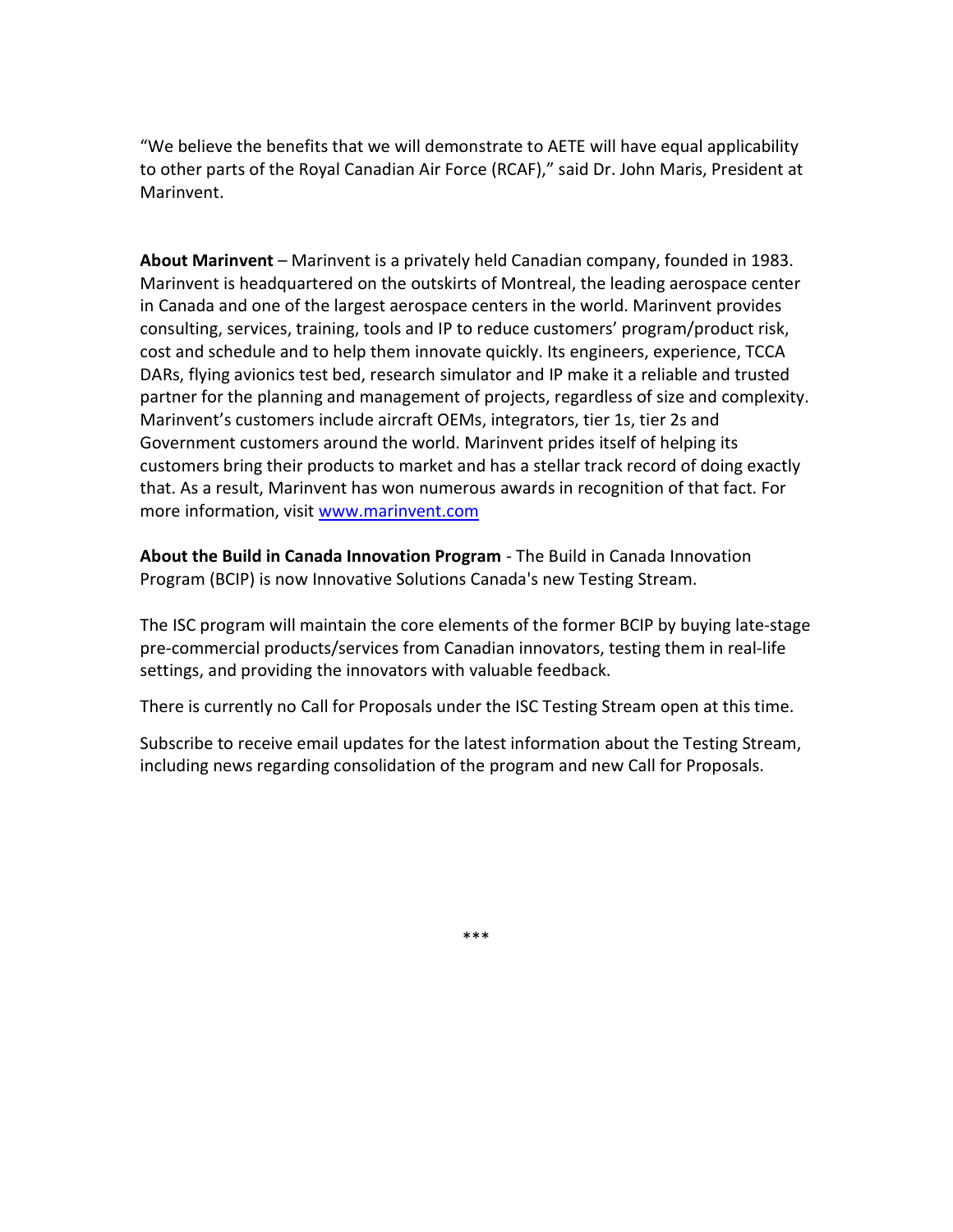“We believe the benefits that we will demonstrate to AETE will have equal applicability to other parts of the Royal Canadian Air Force (RCAF),” said Dr. John Maris, President at Marinvent.

**About Marinvent** – Marinvent is a privately held Canadian company, founded in 1983. Marinvent is headquartered on the outskirts of Montreal, the leading aerospace center in Canada and one of the largest aerospace centers in the world. Marinvent provides consulting, services, training, tools and IP to reduce customers’ program/product risk, cost and schedule and to help them innovate quickly. Its engineers, experience, TCCA DARs, flying avionics test bed, research simulator and IP make it a reliable and trusted partner for the planning and management of projects, regardless of size and complexity. Marinvent’s customers include aircraft OEMs, integrators, tier 1s, tier 2s and Government customers around the world. Marinvent prides itself of helping its customers bring their products to market and has a stellar track record of doing exactly that. As a result, Marinvent has won numerous awards in recognition of that fact. For more information, visit [www.marinvent.com](http://www.marinvent.com)

**About the Build in Canada Innovation Program** - The Build in Canada Innovation Program (BCIP) is now Innovative Solutions Canada's new Testing Stream.

The ISC program will maintain the core elements of the former BCIP by buying late-stage pre-commercial products/services from Canadian innovators, testing them in real-life settings, and providing the innovators with valuable feedback.

There is currently no Call for Proposals under the ISC Testing Stream open at this time.

Subscribe to receive email updates for the latest information about the Testing Stream, including news regarding consolidation of the program and new Call for Proposals.

***